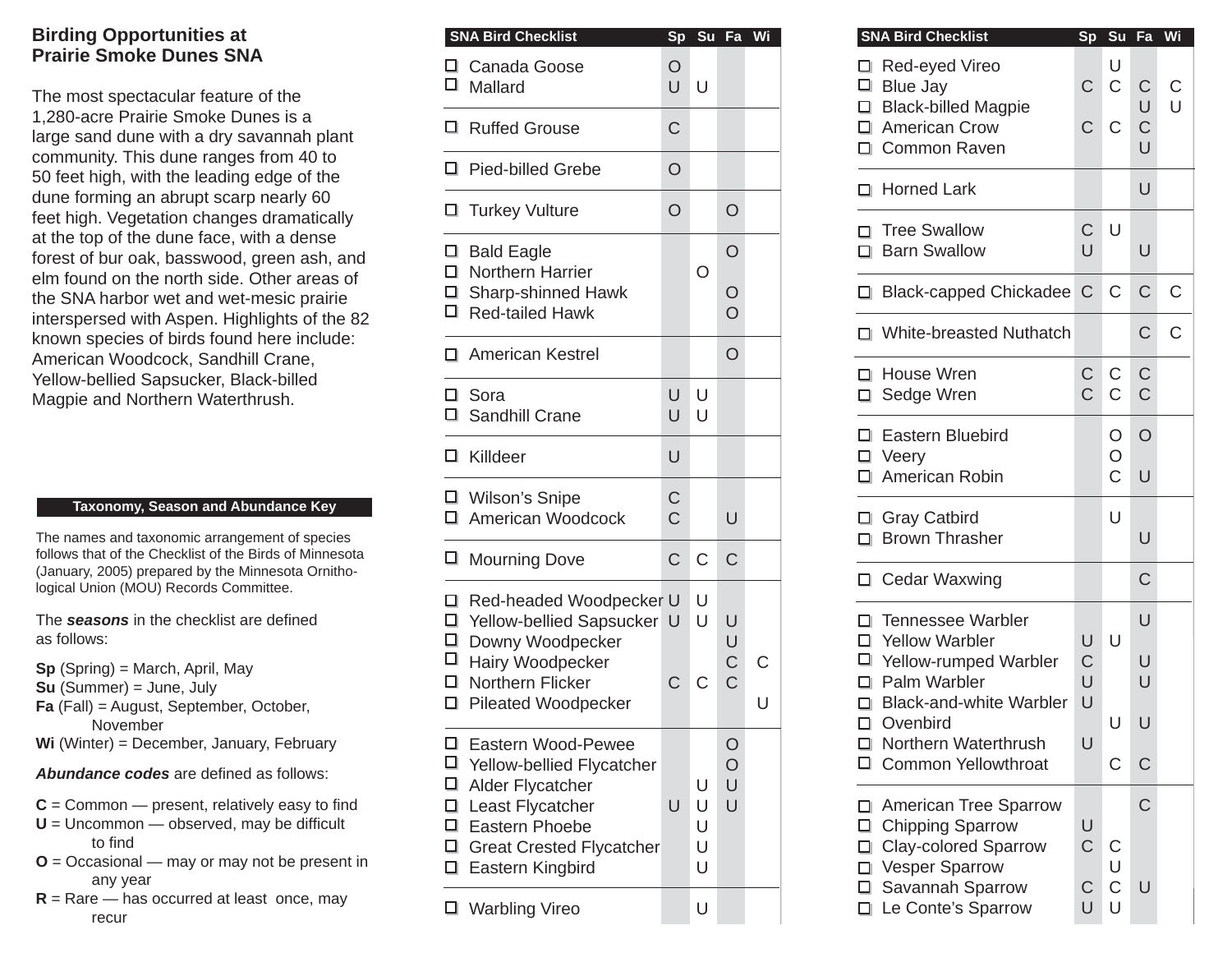## Birding Opportunities at Prairie Smoke Dunes SNA

The most spectacular feature of the 1,280-acre Prairie Smoke Dunes is a large sand dune with a dry savannah plant community. This dune ranges from 40 to 50 feet high, with the leading edge of the dune forming an abrupt scarp nearly 60 feet high. Vegetation changes dramatically at the top of the dune face, with a dense forest of bur oak, basswood, green ash, and elm found on the north side. Other areas of the SNA harbor wet and wet-mesic prairie interspersed with Aspen. Highlights of the 82 known species of birds found here include: American Woodcock, Sandhill Crane, Yellow-bellied Sapsucker, Black-billed Magpie and Northern Waterthrush.

### Taxonomy, Season and Abundance Key

The names and taxonomic arrangement of species follows that of the Checklist of the Birds of Minnesota (January, 2005) prepared by the Minnesota Ornithological Union (MOU) Records Committee.

The ***seasons*** in the checklist are defined as follows:

**Sp** (Spring) = March, April, May
**Su** (Summer) = June, July
**Fa** (Fall) = August, September, October, November
**Wi** (Winter) = December, January, February

***Abundance codes*** are defined as follows:

**C** = Common — present, relatively easy to find
**U** = Uncommon — observed, may be difficult to find
**O** = Occasional — may or may not be present in any year
**R** = Rare — has occurred at least once, may recur

| SNA Bird Checklist | Sp | Su | Fa | Wi |
|---|---|---|---|---|
| ☐ Canada Goose | O | | | |
| ☐ Mallard | U | U | | |
| ☐ Ruffed Grouse | C | | | |
| ☐ Pied-billed Grebe | O | | | |
| ☐ Turkey Vulture | O | | O | |
| ☐ Bald Eagle | | | O | |
| ☐ Northern Harrier | | O | | |
| ☐ Sharp-shinned Hawk | | | O | |
| ☐ Red-tailed Hawk | | | O | |
| ☐ American Kestrel | | | O | |
| ☐ Sora | U | U | | |
| ☐ Sandhill Crane | U | U | | |
| ☐ Killdeer | U | | | |
| ☐ Wilson's Snipe | C | | | |
| ☐ American Woodcock | C | | U | |
| ☐ Mourning Dove | C | C | C | |
| ☐ Red-headed Woodpecker | U | U | | |
| ☐ Yellow-bellied Sapsucker | U | U | U | |
| ☐ Downy Woodpecker | | | U | |
| ☐ Hairy Woodpecker | | | C | C |
| ☐ Northern Flicker | C | C | C | |
| ☐ Pileated Woodpecker | | | | U |
| ☐ Eastern Wood-Pewee | | | O | |
| ☐ Yellow-bellied Flycatcher | | | O | |
| ☐ Alder Flycatcher | | U | U | |
| ☐ Least Flycatcher | U | U | U | |
| ☐ Eastern Phoebe | | U | | |
| ☐ Great Crested Flycatcher | | U | | |
| ☐ Eastern Kingbird | | U | | |
| ☐ Warbling Vireo | | U | | |
| ☐ Red-eyed Vireo | | U | | |
| ☐ Blue Jay | C | C | C | C |
| ☐ Black-billed Magpie | | | U | U |
| ☐ American Crow | C | C | C | |
| ☐ Common Raven | | | U | |
| ☐ Horned Lark | | | U | |
| ☐ Tree Swallow | C | U | | |
| ☐ Barn Swallow | U | | U | |
| ☐ Black-capped Chickadee | C | C | C | C |
| ☐ White-breasted Nuthatch | | | C | C |
| ☐ House Wren | C | C | C | |
| ☐ Sedge Wren | C | C | C | |
| ☐ Eastern Bluebird | | O | O | |
| ☐ Veery | | O | | |
| ☐ American Robin | | C | U | |
| ☐ Gray Catbird | | U | | |
| ☐ Brown Thrasher | | | U | |
| ☐ Cedar Waxwing | | | C | |
| ☐ Tennessee Warbler | | | U | |
| ☐ Yellow Warbler | U | U | | |
| ☐ Yellow-rumped Warbler | C | | U | |
| ☐ Palm Warbler | U | | U | |
| ☐ Black-and-white Warbler | U | | | |
| ☐ Ovenbird | | U | U | |
| ☐ Northern Waterthrush | U | | | |
| ☐ Common Yellowthroat | | C | C | |
| ☐ American Tree Sparrow | | | C | |
| ☐ Chipping Sparrow | U | | | |
| ☐ Clay-colored Sparrow | C | C | | |
| ☐ Vesper Sparrow | | U | | |
| ☐ Savannah Sparrow | C | C | U | |
| ☐ Le Conte's Sparrow | U | U | | |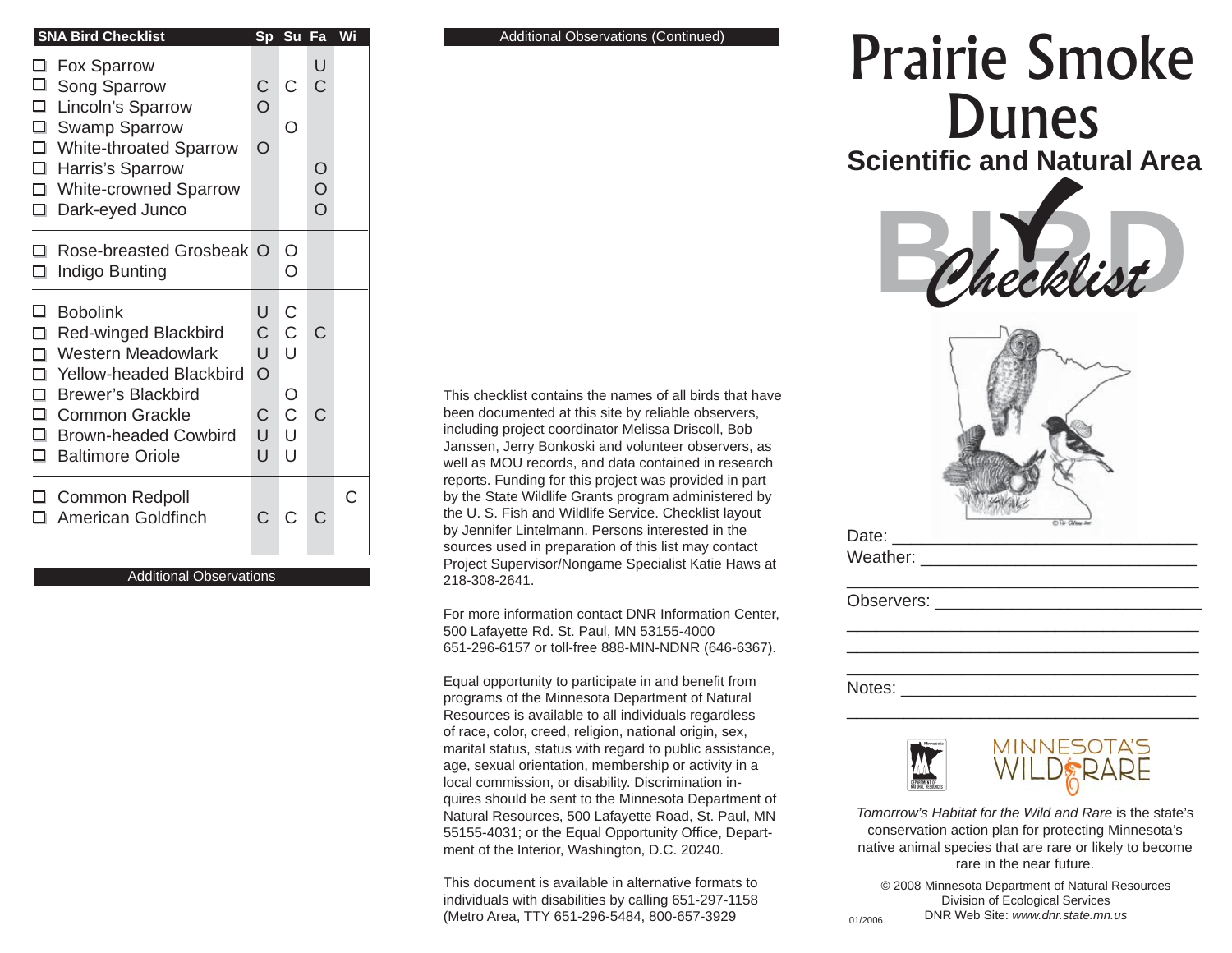| SNA Bird Checklist | Sp | Su | Fa | Wi |
|---|---|---|---|---|
| ☐ Fox Sparrow | | | U | |
| ☐ Song Sparrow | C | C | C | |
| ☐ Lincoln's Sparrow | O | | | |
| ☐ Swamp Sparrow | | O | | |
| ☐ White-throated Sparrow | O | | | |
| ☐ Harris's Sparrow | | | O | |
| ☐ White-crowned Sparrow | | | O | |
| ☐ Dark-eyed Junco | | | O | |
| ☐ Rose-breasted Grosbeak | O | O | | |
| ☐ Indigo Bunting | | O | | |
| ☐ Bobolink | U | C | | |
| ☐ Red-winged Blackbird | C | C | C | |
| ☐ Western Meadowlark | U | U | | |
| ☐ Yellow-headed Blackbird | O | | | |
| ☐ Brewer's Blackbird | | O | | |
| ☐ Common Grackle | C | C | C | |
| ☐ Brown-headed Cowbird | U | U | | |
| ☐ Baltimore Oriole | U | U | | |
| ☐ Common Redpoll | | | | C |
| ☐ American Goldfinch | C | C | C | |

Additional Observations

Additional Observations (Continued)

This checklist contains the names of all birds that have been documented at this site by reliable observers, including project coordinator Melissa Driscoll, Bob Janssen, Jerry Bonkoski and volunteer observers, as well as MOU records, and data contained in research reports. Funding for this project was provided in part by the State Wildlife Grants program administered by the U. S. Fish and Wildlife Service. Checklist layout by Jennifer Lintelmann. Persons interested in the sources used in preparation of this list may contact Project Supervisor/Nongame Specialist Katie Haws at 218-308-2641.

For more information contact DNR Information Center, 500 Lafayette Rd. St. Paul, MN 53155-4000
651-296-6157 or toll-free 888-MIN-NDNR (646-6367).

Equal opportunity to participate in and benefit from programs of the Minnesota Department of Natural Resources is available to all individuals regardless of race, color, creed, religion, national origin, sex, marital status, status with regard to public assistance, age, sexual orientation, membership or activity in a local commission, or disability. Discrimination inquires should be sent to the Minnesota Department of Natural Resources, 500 Lafayette Road, St. Paul, MN 55155-4031; or the Equal Opportunity Office, Department of the Interior, Washington, D.C. 20240.

This document is available in alternative formats to individuals with disabilities by calling 651-297-1158 (Metro Area, TTY 651-296-5484, 800-657-3929

# Prairie Smoke Dunes

## Scientific and Natural Area

## BIRD Checklist

Date: ______________________________

Weather: ______________________________

______________________________

Observers: ______________________________

______________________________

______________________________

______________________________

Notes: ______________________________

______________________________

MINNESOTA'S WILD & RARE

*Tomorrow's Habitat for the Wild and Rare* is the state's conservation action plan for protecting Minnesota's native animal species that are rare or likely to become rare in the near future.

© 2008 Minnesota Department of Natural Resources
Division of Ecological Services
DNR Web Site: *www.dnr.state.mn.us*

01/2006